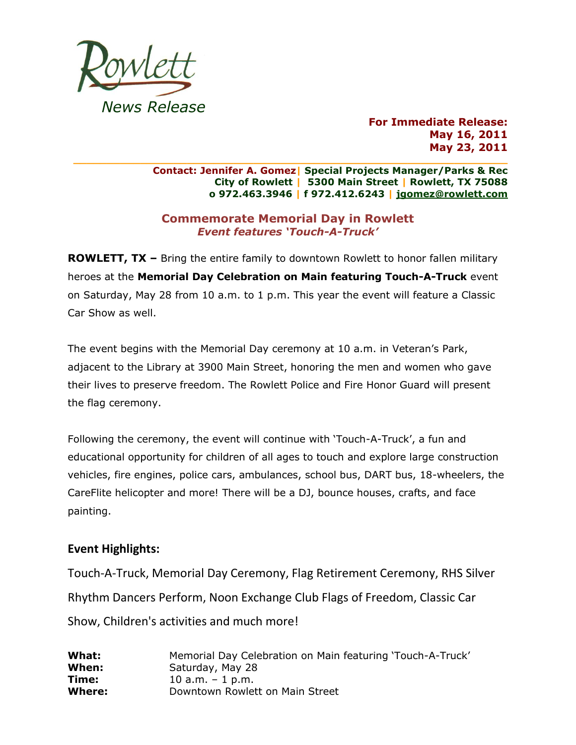Rowlett

*News Release*

**For Immediate Release:**
**May 16, 2011**
**May 23, 2011**

**Contact: Jennifer A. Gomez | Special Projects Manager/Parks & Rec**
**City of Rowlett | 5300 Main Street | Rowlett, TX 75088**
**o 972.463.3946 | f 972.412.6243 | jgomez@rowlett.com**

## Commemorate Memorial Day in Rowlett

### *Event features 'Touch-A-Truck'*

**ROWLETT, TX –** Bring the entire family to downtown Rowlett to honor fallen military heroes at the **Memorial Day Celebration on Main featuring Touch-A-Truck** event on Saturday, May 28 from 10 a.m. to 1 p.m. This year the event will feature a Classic Car Show as well.

The event begins with the Memorial Day ceremony at 10 a.m. in Veteran's Park, adjacent to the Library at 3900 Main Street, honoring the men and women who gave their lives to preserve freedom. The Rowlett Police and Fire Honor Guard will present the flag ceremony.

Following the ceremony, the event will continue with 'Touch-A-Truck', a fun and educational opportunity for children of all ages to touch and explore large construction vehicles, fire engines, police cars, ambulances, school bus, DART bus, 18-wheelers, the CareFlite helicopter and more! There will be a DJ, bounce houses, crafts, and face painting.

### Event Highlights:

Touch-A-Truck, Memorial Day Ceremony, Flag Retirement Ceremony, RHS Silver Rhythm Dancers Perform, Noon Exchange Club Flags of Freedom, Classic Car Show, Children's activities and much more!

**What:** Memorial Day Celebration on Main featuring 'Touch-A-Truck'
**When:** Saturday, May 28
**Time:** 10 a.m. – 1 p.m.
**Where:** Downtown Rowlett on Main Street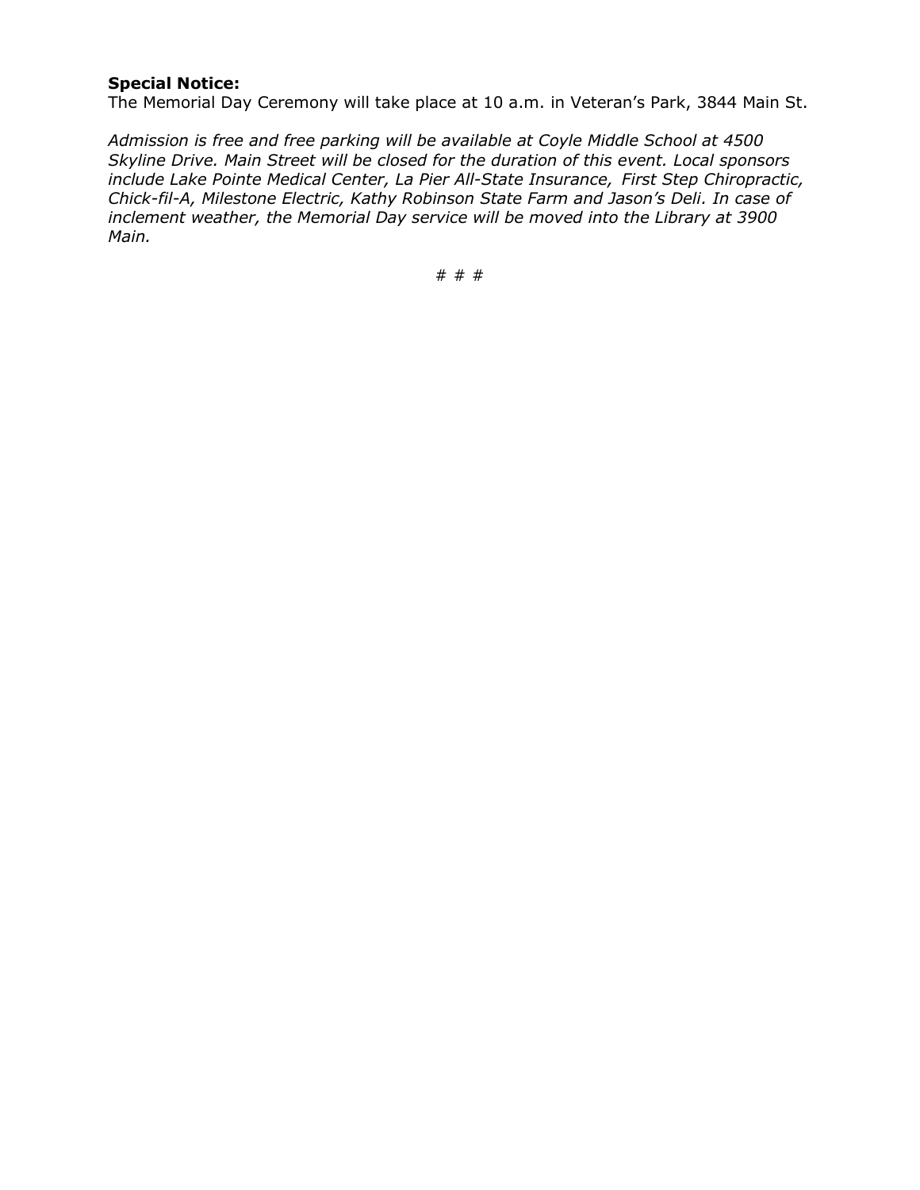**Special Notice:**
The Memorial Day Ceremony will take place at 10 a.m. in Veteran's Park, 3844 Main St.

*Admission is free and free parking will be available at Coyle Middle School at 4500 Skyline Drive. Main Street will be closed for the duration of this event. Local sponsors include Lake Pointe Medical Center, La Pier All-State Insurance, First Step Chiropractic, Chick-fil-A, Milestone Electric, Kathy Robinson State Farm and Jason's Deli. In case of inclement weather, the Memorial Day service will be moved into the Library at 3900 Main.*

# # #